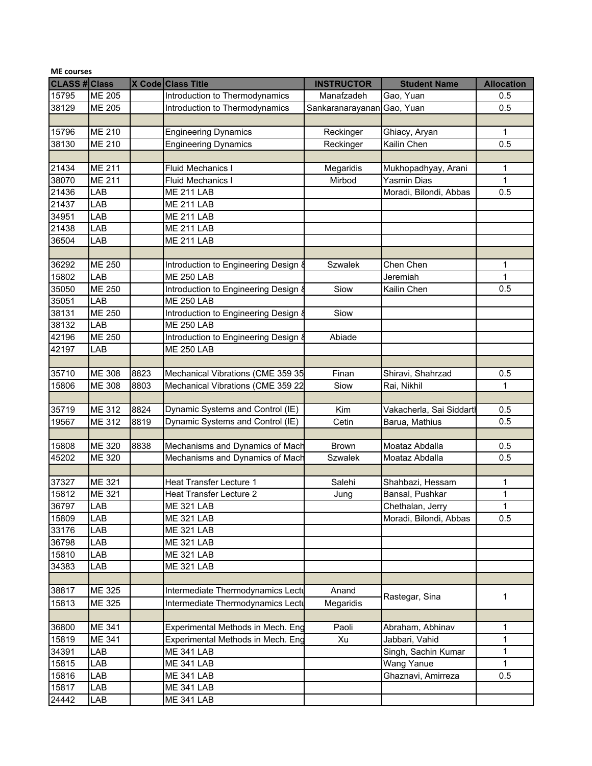**ME courses**

| CLASS # | Class | X Code | Class Title | INSTRUCTOR | Student Name | Allocation |
|---|---|---|---|---|---|---|
| 15795 | ME 205 | | Introduction to Thermodynamics | Manafzadeh | Gao, Yuan | 0.5 |
| 38129 | ME 205 | | Introduction to Thermodynamics | Sankaranarayanan | Gao, Yuan | 0.5 |
| | | | | | | |
| 15796 | ME 210 | | Engineering Dynamics | Reckinger | Ghiacy, Aryan | 1 |
| 38130 | ME 210 | | Engineering Dynamics | Reckinger | Kailin Chen | 0.5 |
| | | | | | | |
| 21434 | ME 211 | | Fluid Mechanics I | Megaridis | Mukhopadhyay, Arani | 1 |
| 38070 | ME 211 | | Fluid Mechanics I | Mirbod | Yasmin Dias | 1 |
| 21436 | LAB | | ME 211 LAB | | Moradi, Bilondi, Abbas | 0.5 |
| 21437 | LAB | | ME 211 LAB | | | |
| 34951 | LAB | | ME 211 LAB | | | |
| 21438 | LAB | | ME 211 LAB | | | |
| 36504 | LAB | | ME 211 LAB | | | |
| | | | | | | |
| 36292 | ME 250 | | Introduction to Engineering Design & | Szwalek | Chen Chen | 1 |
| 15802 | LAB | | ME 250 LAB | | Jeremiah | 1 |
| 35050 | ME 250 | | Introduction to Engineering Design & | Siow | Kailin Chen | 0.5 |
| 35051 | LAB | | ME 250 LAB | | | |
| 38131 | ME 250 | | Introduction to Engineering Design & | Siow | | |
| 38132 | LAB | | ME 250 LAB | | | |
| 42196 | ME 250 | | Introduction to Engineering Design & | Abiade | | |
| 42197 | LAB | | ME 250 LAB | | | |
| | | | | | | |
| 35710 | ME 308 | 8823 | Mechanical Vibrations (CME 359 35 | Finan | Shiravi, Shahrzad | 0.5 |
| 15806 | ME 308 | 8803 | Mechanical Vibrations (CME 359 22 | Siow | Rai, Nikhil | 1 |
| | | | | | | |
| 35719 | ME 312 | 8824 | Dynamic Systems and Control (IE) | Kim | Vakacherla, Sai Siddartl | 0.5 |
| 19567 | ME 312 | 8819 | Dynamic Systems and Control (IE) | Cetin | Barua, Mathius | 0.5 |
| | | | | | | |
| 15808 | ME 320 | 8838 | Mechanisms and Dynamics of Mach | Brown | Moataz Abdalla | 0.5 |
| 45202 | ME 320 | | Mechanisms and Dynamics of Mach | Szwalek | Moataz Abdalla | 0.5 |
| | | | | | | |
| 37327 | ME 321 | | Heat Transfer Lecture 1 | Salehi | Shahbazi, Hessam | 1 |
| 15812 | ME 321 | | Heat Transfer Lecture 2 | Jung | Bansal, Pushkar | 1 |
| 36797 | LAB | | ME 321 LAB | | Chethalan, Jerry | 1 |
| 15809 | LAB | | ME 321 LAB | | Moradi, Bilondi, Abbas | 0.5 |
| 33176 | LAB | | ME 321 LAB | | | |
| 36798 | LAB | | ME 321 LAB | | | |
| 15810 | LAB | | ME 321 LAB | | | |
| 34383 | LAB | | ME 321 LAB | | | |
| | | | | | | |
| 38817 | ME 325 | | Intermediate Thermodynamics Lectu | Anand | Rastegar, Sina | 1 |
| 15813 | ME 325 | | Intermediate Thermodynamics Lectu | Megaridis | | |
| | | | | | | |
| 36800 | ME 341 | | Experimental Methods in Mech. Eng | Paoli | Abraham, Abhinav | 1 |
| 15819 | ME 341 | | Experimental Methods in Mech. Eng | Xu | Jabbari, Vahid | 1 |
| 34391 | LAB | | ME 341 LAB | | Singh, Sachin Kumar | 1 |
| 15815 | LAB | | ME 341 LAB | | Wang Yanue | 1 |
| 15816 | LAB | | ME 341 LAB | | Ghaznavi, Amirreza | 0.5 |
| 15817 | LAB | | ME 341 LAB | | | |
| 24442 | LAB | | ME 341 LAB | | | |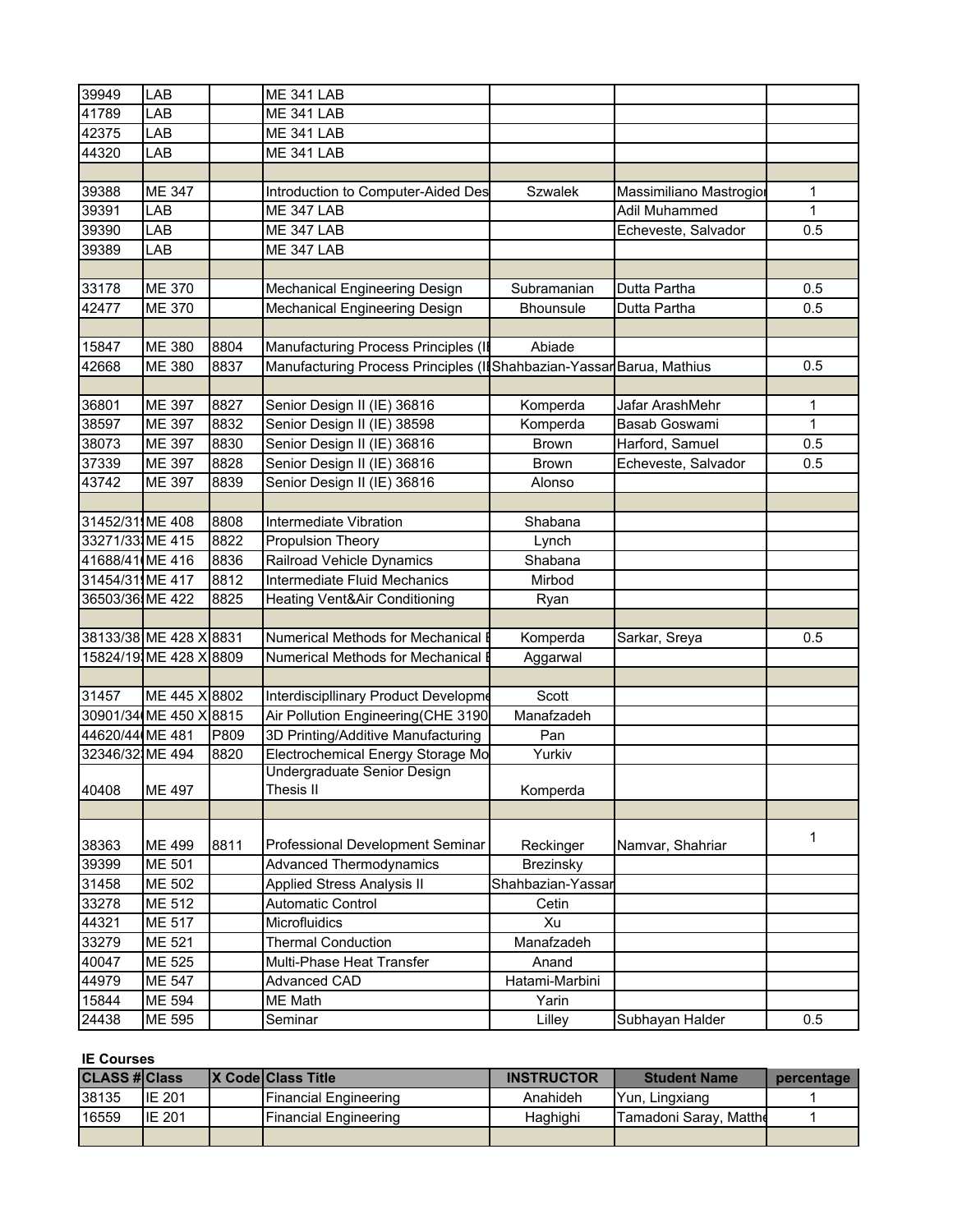| | | | | | | |
|---|---|---|---|---|---|---|
| 39949 | LAB | | ME 341 LAB | | | |
| 41789 | LAB | | ME 341 LAB | | | |
| 42375 | LAB | | ME 341 LAB | | | |
| 44320 | LAB | | ME 341 LAB | | | |
| | | | | | | |
| 39388 | ME 347 | | Introduction to Computer-Aided Des | Szwalek | Massimiliano Mastrogioi | 1 |
| 39391 | LAB | | ME 347 LAB | | Adil Muhammed | 1 |
| 39390 | LAB | | ME 347 LAB | | Echeveste, Salvador | 0.5 |
| 39389 | LAB | | ME 347 LAB | | | |
| | | | | | | |
| 33178 | ME 370 | | Mechanical Engineering Design | Subramanian | Dutta Partha | 0.5 |
| 42477 | ME 370 | | Mechanical Engineering Design | Bhounsule | Dutta Partha | 0.5 |
| | | | | | | |
| 15847 | ME 380 | 8804 | Manufacturing Process Principles (I | Abiade | | |
| 42668 | ME 380 | 8837 | Manufacturing Process Principles (I | Shahbazian-Yassar | Barua, Mathius | 0.5 |
| | | | | | | |
| 36801 | ME 397 | 8827 | Senior Design II (IE) 36816 | Komperda | Jafar ArashMehr | 1 |
| 38597 | ME 397 | 8832 | Senior Design II (IE) 38598 | Komperda | Basab Goswami | 1 |
| 38073 | ME 397 | 8830 | Senior Design II (IE) 36816 | Brown | Harford, Samuel | 0.5 |
| 37339 | ME 397 | 8828 | Senior Design II (IE) 36816 | Brown | Echeveste, Salvador | 0.5 |
| 43742 | ME 397 | 8839 | Senior Design II (IE) 36816 | Alonso | | |
| | | | | | | |
| 31452/31 | ME 408 | 8808 | Intermediate Vibration | Shabana | | |
| 33271/33 | ME 415 | 8822 | Propulsion Theory | Lynch | | |
| 41688/41 | ME 416 | 8836 | Railroad Vehicle Dynamics | Shabana | | |
| 31454/31 | ME 417 | 8812 | Intermediate Fluid Mechanics | Mirbod | | |
| 36503/36 | ME 422 | 8825 | Heating Vent&Air Conditioning | Ryan | | |
| | | | | | | |
| 38133/38 | ME 428 X | 8831 | Numerical Methods for Mechanical E | Komperda | Sarkar, Sreya | 0.5 |
| 15824/19 | ME 428 X | 8809 | Numerical Methods for Mechanical E | Aggarwal | | |
| | | | | | | |
| 31457 | ME 445 X | 8802 | Interdiscipllinary Product Developme | Scott | | |
| 30901/34 | ME 450 X | 8815 | Air Pollution Engineering(CHE 3190 | Manafzadeh | | |
| 44620/44 | ME 481 | P809 | 3D Printing/Additive Manufacturing | Pan | | |
| 32346/32 | ME 494 | 8820 | Electrochemical Energy Storage Mo | Yurkiv | | |
| 40408 | ME 497 | | Undergraduate Senior Design Thesis II | Komperda | | |
| | | | | | | |
| 38363 | ME 499 | 8811 | Professional Development Seminar | Reckinger | Namvar, Shahriar | 1 |
| 39399 | ME 501 | | Advanced Thermodynamics | Brezinsky | | |
| 31458 | ME 502 | | Applied Stress Analysis II | Shahbazian-Yassar | | |
| 33278 | ME 512 | | Automatic Control | Cetin | | |
| 44321 | ME 517 | | Microfluidics | Xu | | |
| 33279 | ME 521 | | Thermal Conduction | Manafzadeh | | |
| 40047 | ME 525 | | Multi-Phase Heat Transfer | Anand | | |
| 44979 | ME 547 | | Advanced CAD | Hatami-Marbini | | |
| 15844 | ME 594 | | ME Math | Yarin | | |
| 24438 | ME 595 | | Seminar | Lilley | Subhayan Halder | 0.5 |

**IE Courses**

| CLASS # | Class | X Code | Class Title | INSTRUCTOR | Student Name | percentage |
|---|---|---|---|---|---|---|
| 38135 | IE 201 | | Financial Engineering | Anahideh | Yun, Lingxiang | 1 |
| 16559 | IE 201 | | Financial Engineering | Haghighi | Tamadoni Saray, Matthe | 1 |
| | | | | | | |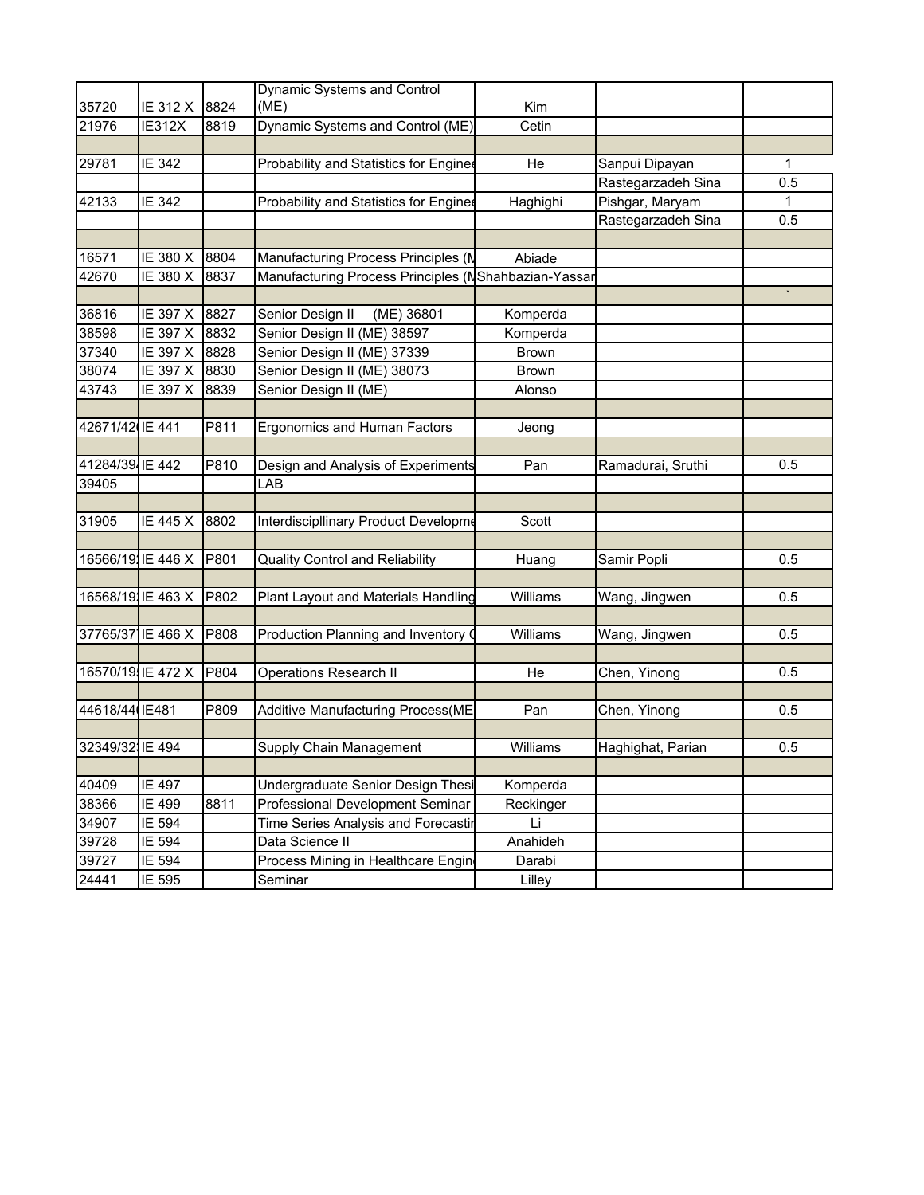| | | | | | | |
|---|---|---|---|---|---|---|
| 35720 | IE 312 X | 8824 | Dynamic Systems and Control (ME) | Kim | | |
| 21976 | IE312X | 8819 | Dynamic Systems and Control (ME) | Cetin | | |
| | | | | | | |
| 29781 | IE 342 | | Probability and Statistics for Enginee | He | Sanpui Dipayan | 1 |
| | | | | | Rastegarzadeh Sina | 0.5 |
| 42133 | IE 342 | | Probability and Statistics for Enginee | Haghighi | Pishgar, Maryam | 1 |
| | | | | | Rastegarzadeh Sina | 0.5 |
| | | | | | | |
| 16571 | IE 380 X | 8804 | Manufacturing Process Principles (M | Abiade | | |
| 42670 | IE 380 X | 8837 | Manufacturing Process Principles (M | Shahbazian-Yassar | | |
| | | | | | | ` |
| 36816 | IE 397 X | 8827 | Senior Design II (ME) 36801 | Komperda | | |
| 38598 | IE 397 X | 8832 | Senior Design II (ME) 38597 | Komperda | | |
| 37340 | IE 397 X | 8828 | Senior Design II (ME) 37339 | Brown | | |
| 38074 | IE 397 X | 8830 | Senior Design II (ME) 38073 | Brown | | |
| 43743 | IE 397 X | 8839 | Senior Design II (ME) | Alonso | | |
| | | | | | | |
| 42671/42 | IE 441 | P811 | Ergonomics and Human Factors | Jeong | | |
| | | | | | | |
| 41284/39 | IE 442 | P810 | Design and Analysis of Experiments | Pan | Ramadurai, Sruthi | 0.5 |
| 39405 | | | LAB | | | |
| | | | | | | |
| 31905 | IE 445 X | 8802 | Interdiscipllinary Product Developme | Scott | | |
| | | | | | | |
| 16566/19 | IE 446 X | P801 | Quality Control and Reliability | Huang | Samir Popli | 0.5 |
| | | | | | | |
| 16568/19 | IE 463 X | P802 | Plant Layout and Materials Handling | Williams | Wang, Jingwen | 0.5 |
| | | | | | | |
| 37765/37 | IE 466 X | P808 | Production Planning and Inventory C | Williams | Wang, Jingwen | 0.5 |
| | | | | | | |
| 16570/19 | IE 472 X | P804 | Operations Research II | He | Chen, Yinong | 0.5 |
| | | | | | | |
| 44618/44 | IE481 | P809 | Additive Manufacturing Process(ME | Pan | Chen, Yinong | 0.5 |
| | | | | | | |
| 32349/32 | IE 494 | | Supply Chain Management | Williams | Haghighat, Parian | 0.5 |
| | | | | | | |
| 40409 | IE 497 | | Undergraduate Senior Design Thesi | Komperda | | |
| 38366 | IE 499 | 8811 | Professional Development Seminar | Reckinger | | |
| 34907 | IE 594 | | Time Series Analysis and Forecastir | Li | | |
| 39728 | IE 594 | | Data Science II | Anahideh | | |
| 39727 | IE 594 | | Process Mining in Healthcare Engin | Darabi | | |
| 24441 | IE 595 | | Seminar | Lilley | | |